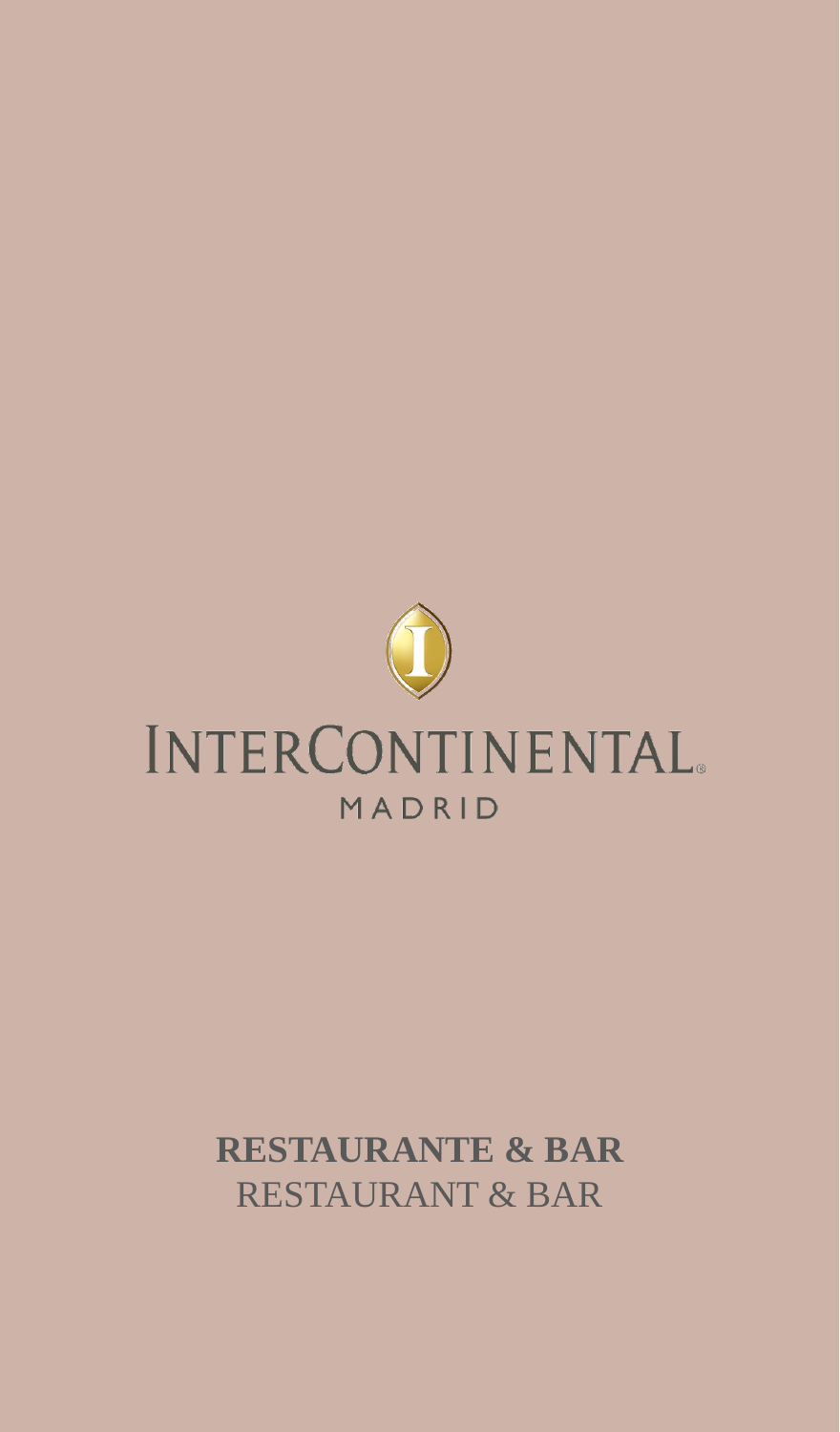INTERCONTINENTAL®

MADRID

**RESTAURANTE & BAR**

RESTAURANT & BAR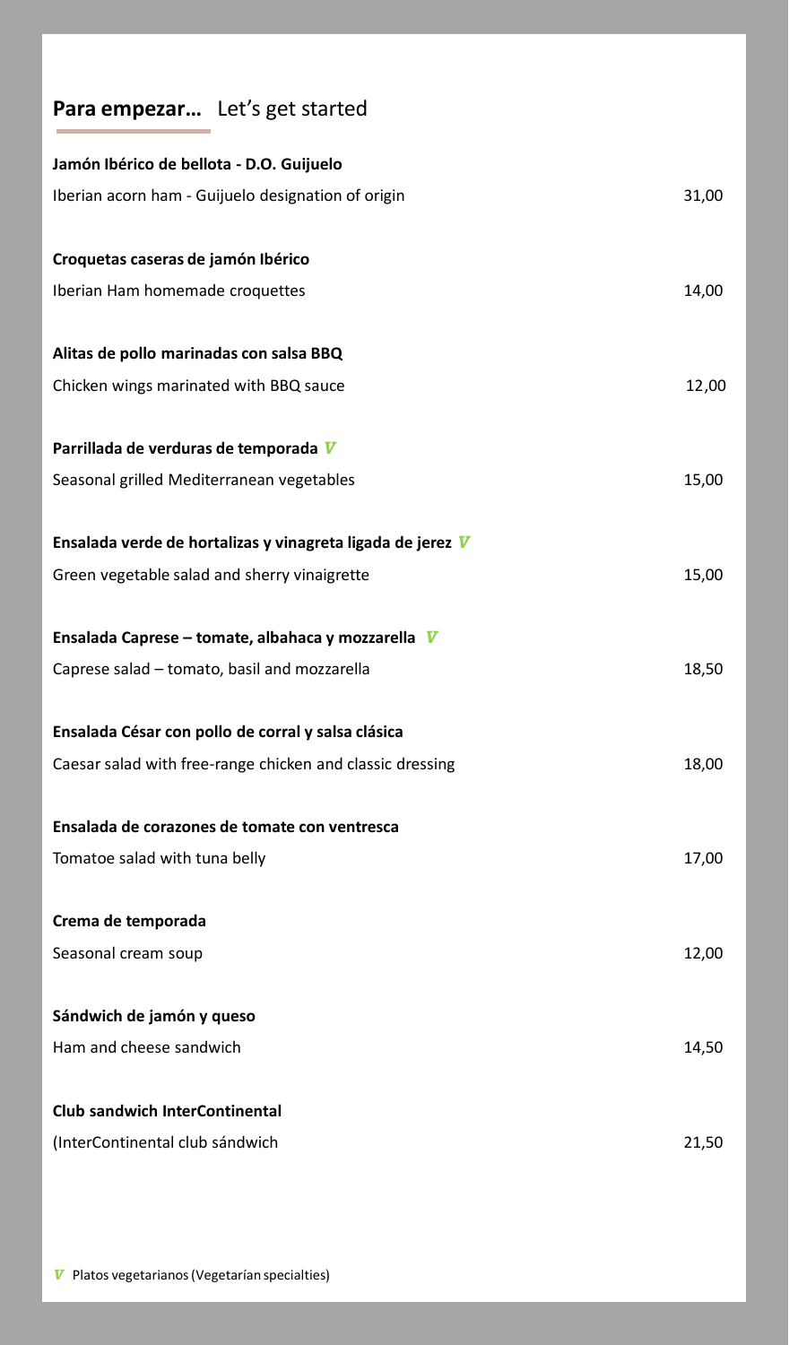## **Para empezar…** Let's get started

**Jamón Ibérico de bellota - D.O. Guijuelo**
Iberian acorn ham - Guijuelo designation of origin — 31,00

**Croquetas caseras de jamón Ibérico**
Iberian Ham homemade croquettes — 14,00

**Alitas de pollo marinadas con salsa BBQ**
Chicken wings marinated with BBQ sauce — 12,00

**Parrillada de verduras de temporada** *V*
Seasonal grilled Mediterranean vegetables — 15,00

**Ensalada verde de hortalizas y vinagreta ligada de jerez** *V*
Green vegetable salad and sherry vinaigrette — 15,00

**Ensalada Caprese – tomate, albahaca y mozzarella** *V*
Caprese salad – tomato, basil and mozzarella — 18,50

**Ensalada César con pollo de corral y salsa clásica**
Caesar salad with free-range chicken and classic dressing — 18,00

**Ensalada de corazones de tomate con ventresca**
Tomatoe salad with tuna belly — 17,00

**Crema de temporada**
Seasonal cream soup — 12,00

**Sándwich de jamón y queso**
Ham and cheese sandwich — 14,50

**Club sandwich InterContinental**
(InterContinental club sándwich — 21,50

*V* Platos vegetarianos (Vegetarían specialties)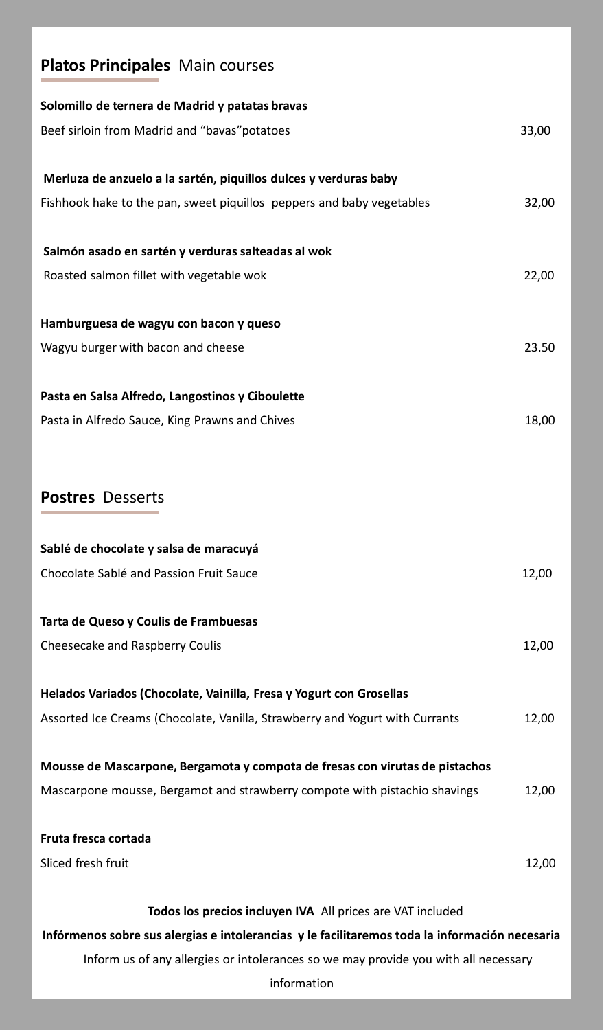## **Platos Principales** Main courses

**Solomillo de ternera de Madrid y patatas bravas**
Beef sirloin from Madrid and "bavas"potatoes 33,00

**Merluza de anzuelo a la sartén, piquillos dulces y verduras baby**
Fishhook hake to the pan, sweet piquillos peppers and baby vegetables 32,00

**Salmón asado en sartén y verduras salteadas al wok**
Roasted salmon fillet with vegetable wok 22,00

**Hamburguesa de wagyu con bacon y queso**
Wagyu burger with bacon and cheese 23.50

**Pasta en Salsa Alfredo, Langostinos y Ciboulette**
Pasta in Alfredo Sauce, King Prawns and Chives 18,00

## **Postres** Desserts

**Sablé de chocolate y salsa de maracuyá**
Chocolate Sablé and Passion Fruit Sauce 12,00

**Tarta de Queso y Coulis de Frambuesas**
Cheesecake and Raspberry Coulis 12,00

**Helados Variados (Chocolate, Vainilla, Fresa y Yogurt con Grosellas**
Assorted Ice Creams (Chocolate, Vanilla, Strawberry and Yogurt with Currants 12,00

**Mousse de Mascarpone, Bergamota y compota de fresas con virutas de pistachos**
Mascarpone mousse, Bergamot and strawberry compote with pistachio shavings 12,00

**Fruta fresca cortada**
Sliced fresh fruit 12,00

**Todos los precios incluyen IVA** All prices are VAT included

**Infórmenos sobre sus alergias e intolerancias y le facilitaremos toda la información necesaria**

Inform us of any allergies or intolerances so we may provide you with all necessary information